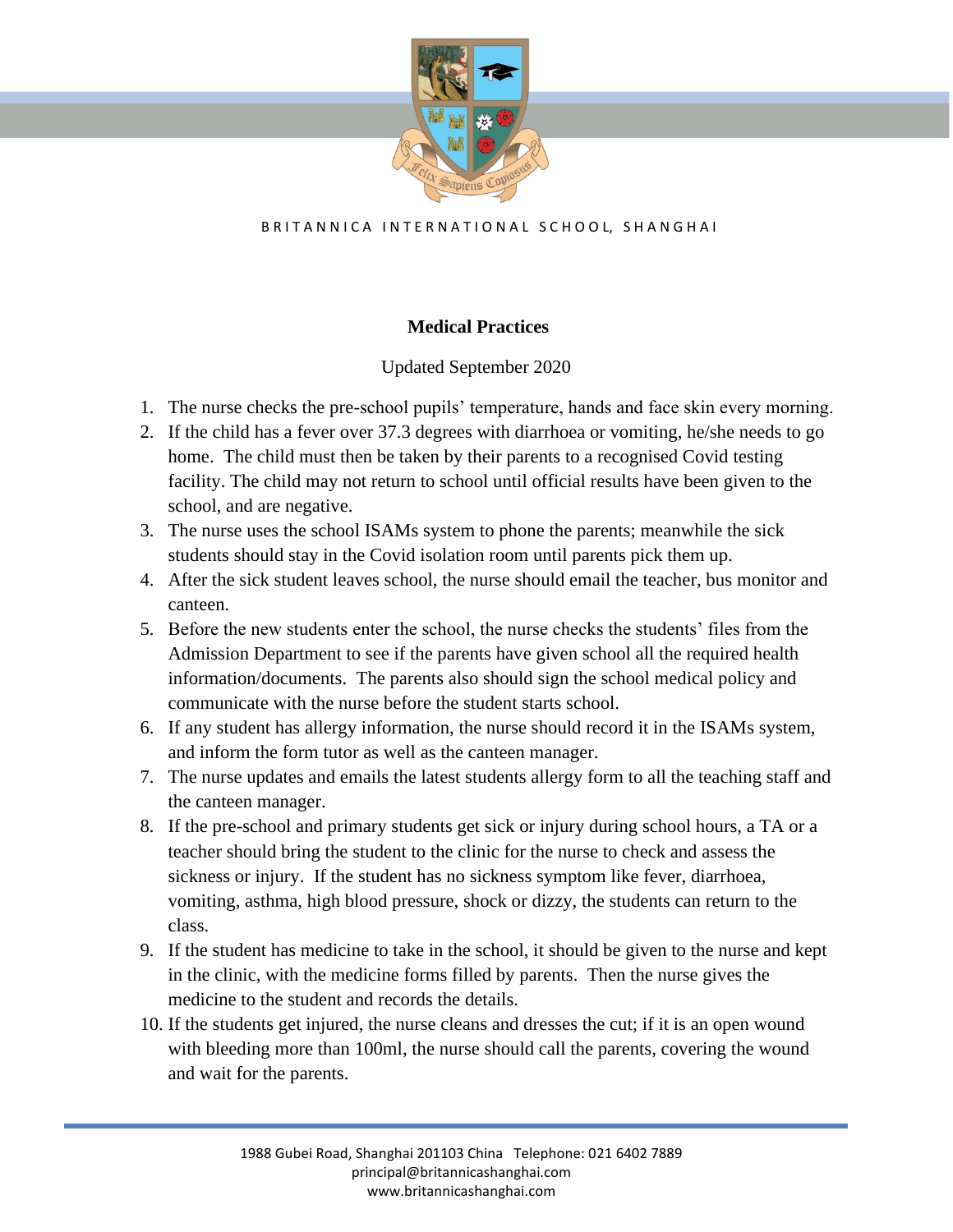BRITANNICA INTERNATIONAL SCHOOL, SHANGHAI

# Medical Practices

Updated September 2020

1. The nurse checks the pre-school pupils' temperature, hands and face skin every morning.
2. If the child has a fever over 37.3 degrees with diarrhoea or vomiting, he/she needs to go home. The child must then be taken by their parents to a recognised Covid testing facility. The child may not return to school until official results have been given to the school, and are negative.
3. The nurse uses the school ISAMs system to phone the parents; meanwhile the sick students should stay in the Covid isolation room until parents pick them up.
4. After the sick student leaves school, the nurse should email the teacher, bus monitor and canteen.
5. Before the new students enter the school, the nurse checks the students' files from the Admission Department to see if the parents have given school all the required health information/documents. The parents also should sign the school medical policy and communicate with the nurse before the student starts school.
6. If any student has allergy information, the nurse should record it in the ISAMs system, and inform the form tutor as well as the canteen manager.
7. The nurse updates and emails the latest students allergy form to all the teaching staff and the canteen manager.
8. If the pre-school and primary students get sick or injury during school hours, a TA or a teacher should bring the student to the clinic for the nurse to check and assess the sickness or injury. If the student has no sickness symptom like fever, diarrhoea, vomiting, asthma, high blood pressure, shock or dizzy, the students can return to the class.
9. If the student has medicine to take in the school, it should be given to the nurse and kept in the clinic, with the medicine forms filled by parents. Then the nurse gives the medicine to the student and records the details.
10. If the students get injured, the nurse cleans and dresses the cut; if it is an open wound with bleeding more than 100ml, the nurse should call the parents, covering the wound and wait for the parents.

1988 Gubei Road, Shanghai 201103 China Telephone: 021 6402 7889
principal@britannicashanghai.com
www.britannicashanghai.com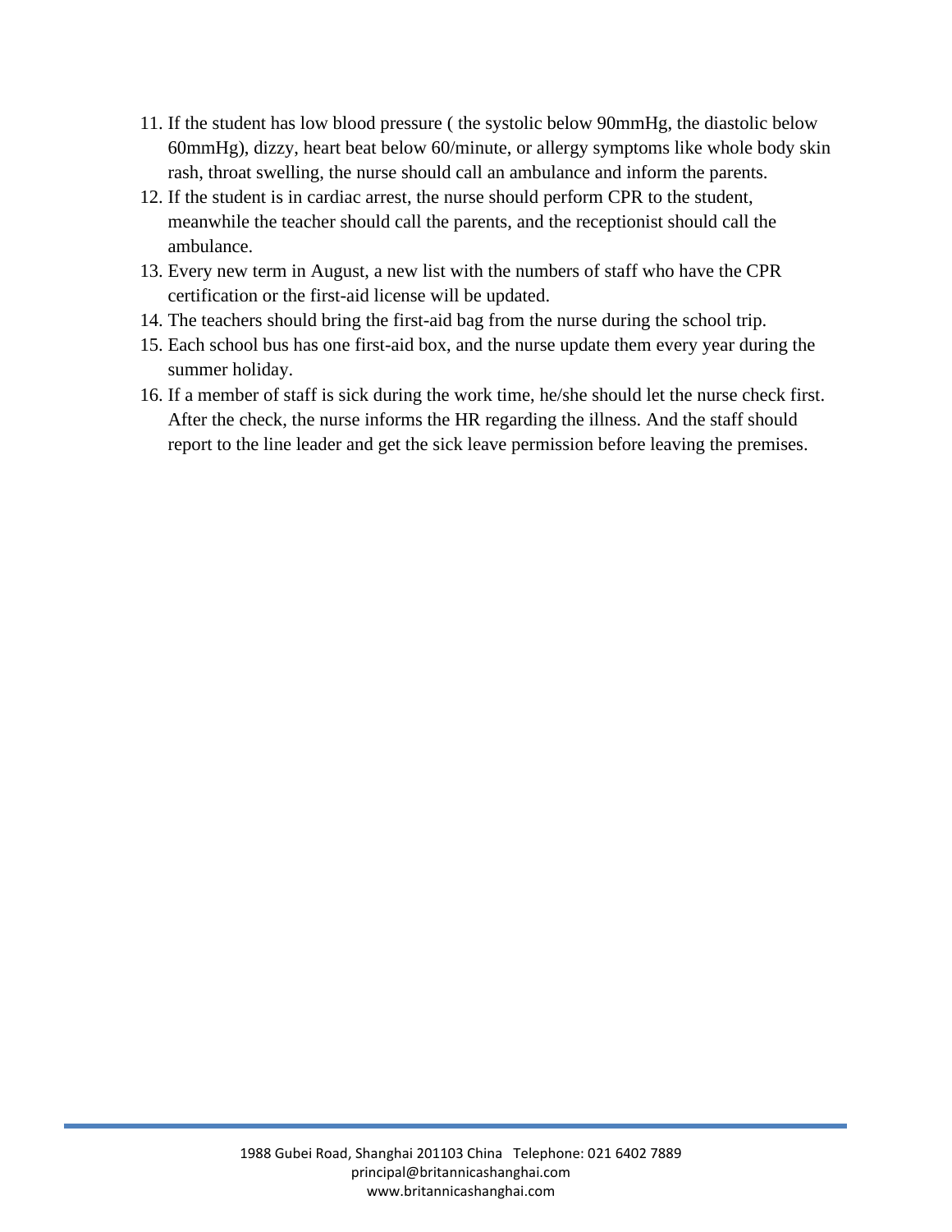11. If the student has low blood pressure ( the systolic below 90mmHg, the diastolic below 60mmHg), dizzy, heart beat below 60/minute, or allergy symptoms like whole body skin rash, throat swelling, the nurse should call an ambulance and inform the parents.
12. If the student is in cardiac arrest, the nurse should perform CPR to the student, meanwhile the teacher should call the parents, and the receptionist should call the ambulance.
13. Every new term in August, a new list with the numbers of staff who have the CPR certification or the first-aid license will be updated.
14. The teachers should bring the first-aid bag from the nurse during the school trip.
15. Each school bus has one first-aid box, and the nurse update them every year during the summer holiday.
16. If a member of staff is sick during the work time, he/she should let the nurse check first. After the check, the nurse informs the HR regarding the illness. And the staff should report to the line leader and get the sick leave permission before leaving the premises.